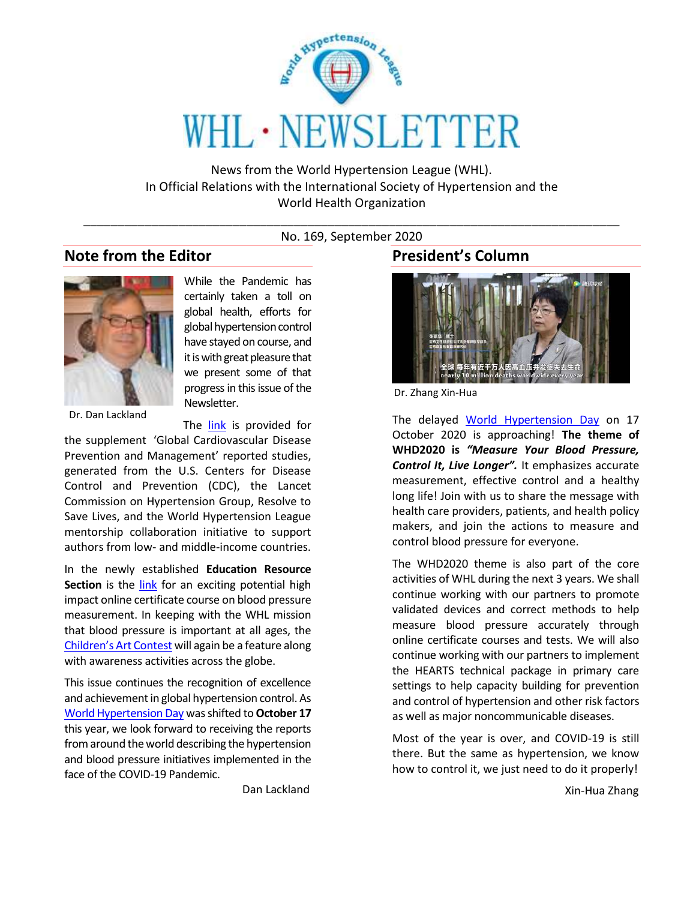# WHL · NEWSLETTER

News from the World Hypertension League (WHL).
In Official Relations with the International Society of Hypertension and the World Health Organization

No. 169, September 2020

## Note from the Editor

Dr. Dan Lackland

While the Pandemic has certainly taken a toll on global health, efforts for global hypertension control have stayed on course, and it is with great pleasure that we present some of that progress in this issue of the Newsletter.

The link is provided for the supplement 'Global Cardiovascular Disease Prevention and Management' reported studies, generated from the U.S. Centers for Disease Control and Prevention (CDC), the Lancet Commission on Hypertension Group, Resolve to Save Lives, and the World Hypertension League mentorship collaboration initiative to support authors from low- and middle-income countries.

In the newly established **Education Resource Section** is the link for an exciting potential high impact online certificate course on blood pressure measurement. In keeping with the WHL mission that blood pressure is important at all ages, the Children's Art Contest will again be a feature along with awareness activities across the globe.

This issue continues the recognition of excellence and achievement in global hypertension control. As World Hypertension Day was shifted to **October 17** this year, we look forward to receiving the reports from around the world describing the hypertension and blood pressure initiatives implemented in the face of the COVID-19 Pandemic.

Dan Lackland

## President's Column

Dr. Zhang Xin-Hua

The delayed World Hypertension Day on 17 October 2020 is approaching! **The theme of WHD2020 is *"Measure Your Blood Pressure, Control It, Live Longer".*** It emphasizes accurate measurement, effective control and a healthy long life! Join with us to share the message with health care providers, patients, and health policy makers, and join the actions to measure and control blood pressure for everyone.

The WHD2020 theme is also part of the core activities of WHL during the next 3 years. We shall continue working with our partners to promote validated devices and correct methods to help measure blood pressure accurately through online certificate courses and tests. We will also continue working with our partners to implement the HEARTS technical package in primary care settings to help capacity building for prevention and control of hypertension and other risk factors as well as major noncommunicable diseases.

Most of the year is over, and COVID-19 is still there. But the same as hypertension, we know how to control it, we just need to do it properly!

Xin-Hua Zhang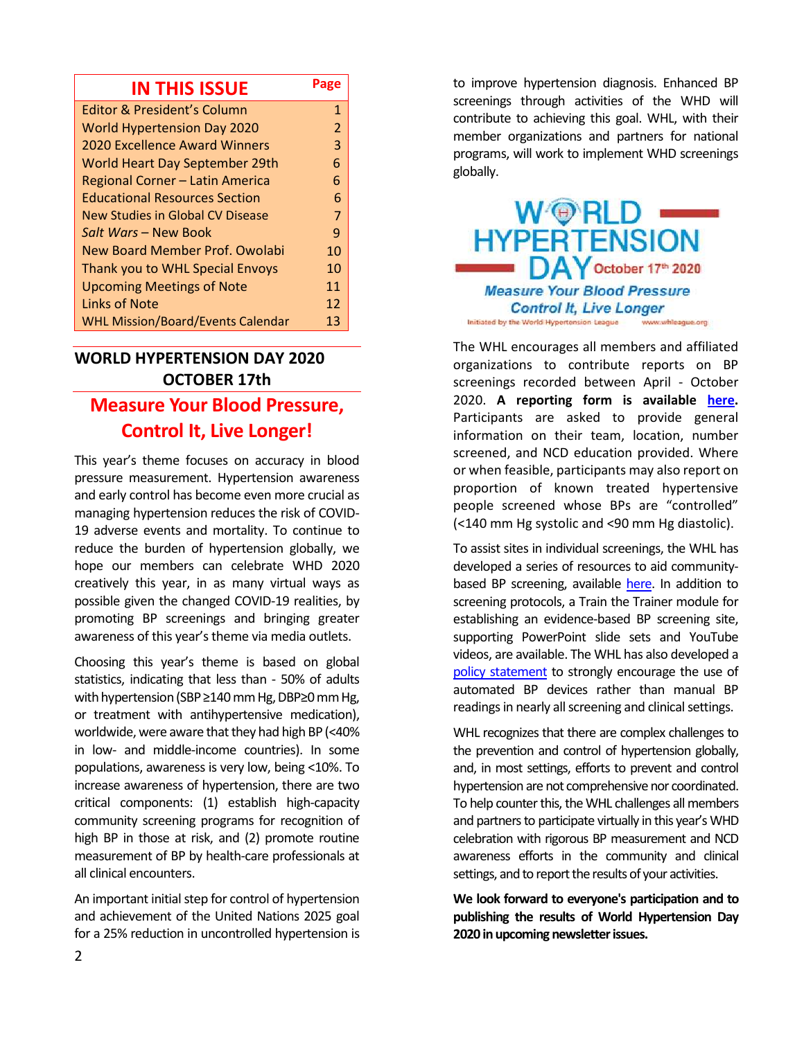| IN THIS ISSUE | Page |
|---|---|
| Editor & President's Column | 1 |
| World Hypertension Day 2020 | 2 |
| 2020 Excellence Award Winners | 3 |
| World Heart Day September 29th | 6 |
| Regional Corner – Latin America | 6 |
| Educational Resources Section | 6 |
| New Studies in Global CV Disease | 7 |
| *Salt Wars* – New Book | 9 |
| New Board Member Prof. Owolabi | 10 |
| Thank you to WHL Special Envoys | 10 |
| Upcoming Meetings of Note | 11 |
| Links of Note | 12 |
| WHL Mission/Board/Events Calendar | 13 |

## WORLD HYPERTENSION DAY 2020 OCTOBER 17th

## Measure Your Blood Pressure, Control It, Live Longer!

This year's theme focuses on accuracy in blood pressure measurement. Hypertension awareness and early control has become even more crucial as managing hypertension reduces the risk of COVID-19 adverse events and mortality. To continue to reduce the burden of hypertension globally, we hope our members can celebrate WHD 2020 creatively this year, in as many virtual ways as possible given the changed COVID-19 realities, by promoting BP screenings and bringing greater awareness of this year's theme via media outlets.

Choosing this year's theme is based on global statistics, indicating that less than - 50% of adults with hypertension (SBP ≥140 mm Hg, DBP≥0 mm Hg, or treatment with antihypertensive medication), worldwide, were aware that they had high BP (<40% in low- and middle-income countries). In some populations, awareness is very low, being <10%. To increase awareness of hypertension, there are two critical components: (1) establish high-capacity community screening programs for recognition of high BP in those at risk, and (2) promote routine measurement of BP by health-care professionals at all clinical encounters.

An important initial step for control of hypertension and achievement of the United Nations 2025 goal for a 25% reduction in uncontrolled hypertension is to improve hypertension diagnosis. Enhanced BP screenings through activities of the WHD will contribute to achieving this goal. WHL, with their member organizations and partners for national programs, will work to implement WHD screenings globally.

WORLD HYPERTENSION DAY October 17th 2020

Measure Your Blood Pressure
Control It, Live Longer

Initiated by the World Hypertension League www.whleague.org

The WHL encourages all members and affiliated organizations to contribute reports on BP screenings recorded between April - October 2020. **A reporting form is available [here](#).** Participants are asked to provide general information on their team, location, number screened, and NCD education provided. Where or when feasible, participants may also report on proportion of known treated hypertensive people screened whose BPs are "controlled" (<140 mm Hg systolic and <90 mm Hg diastolic).

To assist sites in individual screenings, the WHL has developed a series of resources to aid community-based BP screening, available [here](#). In addition to screening protocols, a Train the Trainer module for establishing an evidence-based BP screening site, supporting PowerPoint slide sets and YouTube videos, are available. The WHL has also developed a [policy statement](#) to strongly encourage the use of automated BP devices rather than manual BP readings in nearly all screening and clinical settings.

WHL recognizes that there are complex challenges to the prevention and control of hypertension globally, and, in most settings, efforts to prevent and control hypertension are not comprehensive nor coordinated. To help counter this, the WHL challenges all members and partners to participate virtually in this year's WHD celebration with rigorous BP measurement and NCD awareness efforts in the community and clinical settings, and to report the results of your activities.

**We look forward to everyone's participation and to publishing the results of World Hypertension Day 2020 in upcoming newsletter issues.**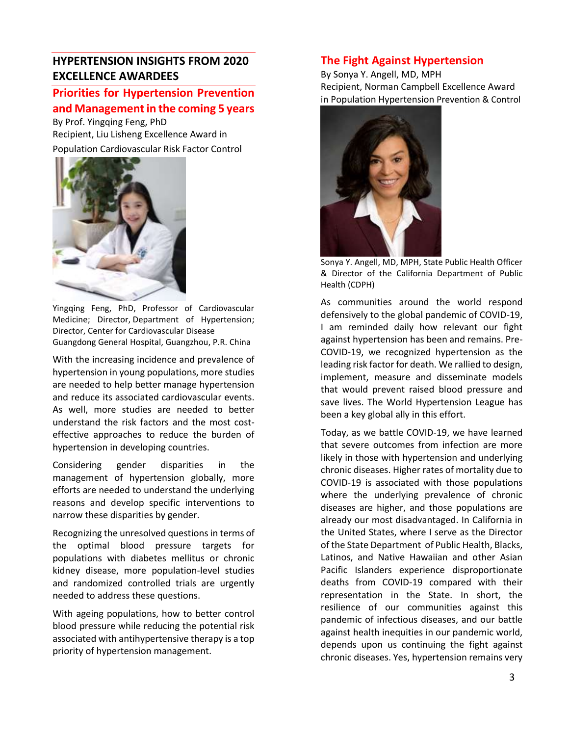## HYPERTENSION INSIGHTS FROM 2020 EXCELLENCE AWARDEES

### Priorities for Hypertension Prevention and Management in the coming 5 years

By Prof. Yingqing Feng, PhD
Recipient, Liu Lisheng Excellence Award in Population Cardiovascular Risk Factor Control

Yingqing Feng, PhD, Professor of Cardiovascular Medicine; Director, Department of Hypertension; Director, Center for Cardiovascular Disease Guangdong General Hospital, Guangzhou, P.R. China

With the increasing incidence and prevalence of hypertension in young populations, more studies are needed to help better manage hypertension and reduce its associated cardiovascular events. As well, more studies are needed to better understand the risk factors and the most cost-effective approaches to reduce the burden of hypertension in developing countries.

Considering gender disparities in the management of hypertension globally, more efforts are needed to understand the underlying reasons and develop specific interventions to narrow these disparities by gender.

Recognizing the unresolved questions in terms of the optimal blood pressure targets for populations with diabetes mellitus or chronic kidney disease, more population-level studies and randomized controlled trials are urgently needed to address these questions.

With ageing populations, how to better control blood pressure while reducing the potential risk associated with antihypertensive therapy is a top priority of hypertension management.

### The Fight Against Hypertension

By Sonya Y. Angell, MD, MPH
Recipient, Norman Campbell Excellence Award in Population Hypertension Prevention & Control

Sonya Y. Angell, MD, MPH, State Public Health Officer & Director of the California Department of Public Health (CDPH)

As communities around the world respond defensively to the global pandemic of COVID-19, I am reminded daily how relevant our fight against hypertension has been and remains. Pre-COVID-19, we recognized hypertension as the leading risk factor for death. We rallied to design, implement, measure and disseminate models that would prevent raised blood pressure and save lives. The World Hypertension League has been a key global ally in this effort.

Today, as we battle COVID-19, we have learned that severe outcomes from infection are more likely in those with hypertension and underlying chronic diseases. Higher rates of mortality due to COVID-19 is associated with those populations where the underlying prevalence of chronic diseases are higher, and those populations are already our most disadvantaged. In California in the United States, where I serve as the Director of the State Department of Public Health, Blacks, Latinos, and Native Hawaiian and other Asian Pacific Islanders experience disproportionate deaths from COVID-19 compared with their representation in the State. In short, the resilience of our communities against this pandemic of infectious diseases, and our battle against health inequities in our pandemic world, depends upon us continuing the fight against chronic diseases. Yes, hypertension remains very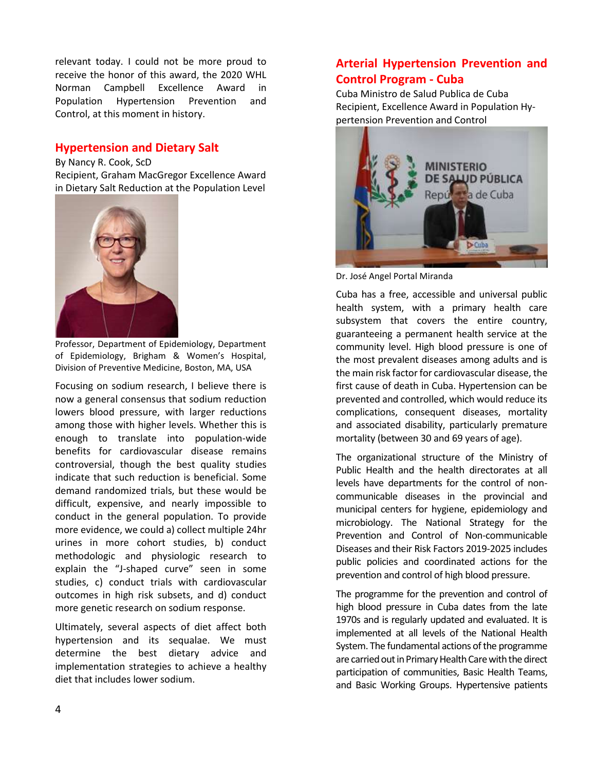relevant today. I could not be more proud to receive the honor of this award, the 2020 WHL Norman Campbell Excellence Award in Population Hypertension Prevention and Control, at this moment in history.

## Hypertension and Dietary Salt

By Nancy R. Cook, ScD
Recipient, Graham MacGregor Excellence Award in Dietary Salt Reduction at the Population Level

Professor, Department of Epidemiology, Department of Epidemiology, Brigham & Women's Hospital, Division of Preventive Medicine, Boston, MA, USA

Focusing on sodium research, I believe there is now a general consensus that sodium reduction lowers blood pressure, with larger reductions among those with higher levels. Whether this is enough to translate into population-wide benefits for cardiovascular disease remains controversial, though the best quality studies indicate that such reduction is beneficial. Some demand randomized trials, but these would be difficult, expensive, and nearly impossible to conduct in the general population. To provide more evidence, we could a) collect multiple 24hr urines in more cohort studies, b) conduct methodologic and physiologic research to explain the "J-shaped curve" seen in some studies, c) conduct trials with cardiovascular outcomes in high risk subsets, and d) conduct more genetic research on sodium response.

Ultimately, several aspects of diet affect both hypertension and its sequalae. We must determine the best dietary advice and implementation strategies to achieve a healthy diet that includes lower sodium.

## Arterial Hypertension Prevention and Control Program - Cuba

Cuba Ministro de Salud Publica de Cuba
Recipient, Excellence Award in Population Hypertension Prevention and Control

Dr. José Angel Portal Miranda

Cuba has a free, accessible and universal public health system, with a primary health care subsystem that covers the entire country, guaranteeing a permanent health service at the community level. High blood pressure is one of the most prevalent diseases among adults and is the main risk factor for cardiovascular disease, the first cause of death in Cuba. Hypertension can be prevented and controlled, which would reduce its complications, consequent diseases, mortality and associated disability, particularly premature mortality (between 30 and 69 years of age).

The organizational structure of the Ministry of Public Health and the health directorates at all levels have departments for the control of non-communicable diseases in the provincial and municipal centers for hygiene, epidemiology and microbiology. The National Strategy for the Prevention and Control of Non-communicable Diseases and their Risk Factors 2019-2025 includes public policies and coordinated actions for the prevention and control of high blood pressure.

The programme for the prevention and control of high blood pressure in Cuba dates from the late 1970s and is regularly updated and evaluated. It is implemented at all levels of the National Health System. The fundamental actions of the programme are carried out in Primary Health Care with the direct participation of communities, Basic Health Teams, and Basic Working Groups. Hypertensive patients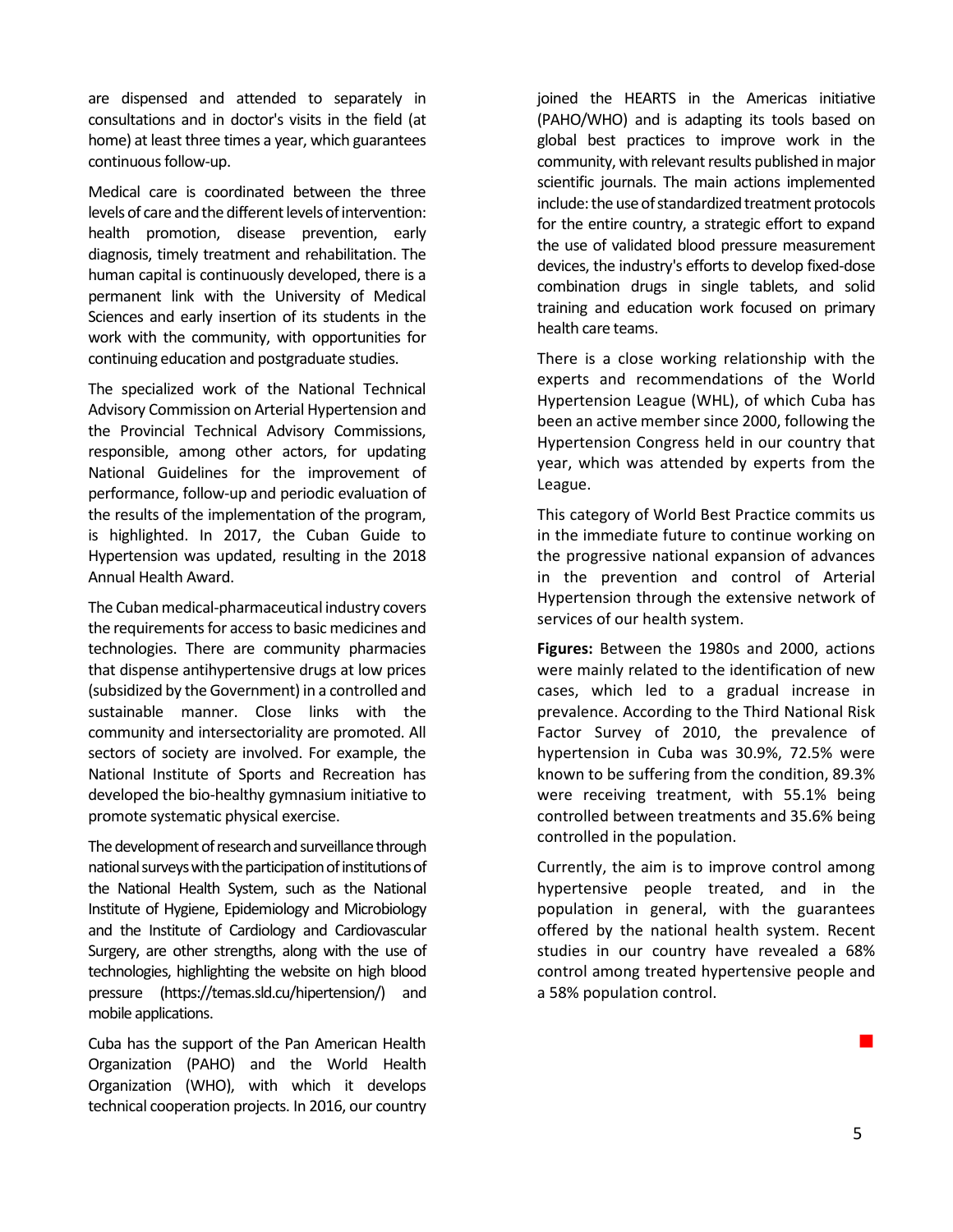are dispensed and attended to separately in consultations and in doctor's visits in the field (at home) at least three times a year, which guarantees continuous follow-up.

Medical care is coordinated between the three levels of care and the different levels of intervention: health promotion, disease prevention, early diagnosis, timely treatment and rehabilitation. The human capital is continuously developed, there is a permanent link with the University of Medical Sciences and early insertion of its students in the work with the community, with opportunities for continuing education and postgraduate studies.

The specialized work of the National Technical Advisory Commission on Arterial Hypertension and the Provincial Technical Advisory Commissions, responsible, among other actors, for updating National Guidelines for the improvement of performance, follow-up and periodic evaluation of the results of the implementation of the program, is highlighted. In 2017, the Cuban Guide to Hypertension was updated, resulting in the 2018 Annual Health Award.

The Cuban medical-pharmaceutical industry covers the requirements for access to basic medicines and technologies. There are community pharmacies that dispense antihypertensive drugs at low prices (subsidized by the Government) in a controlled and sustainable manner. Close links with the community and intersectoriality are promoted. All sectors of society are involved. For example, the National Institute of Sports and Recreation has developed the bio-healthy gymnasium initiative to promote systematic physical exercise.

The development of research and surveillance through national surveys with the participation of institutions of the National Health System, such as the National Institute of Hygiene, Epidemiology and Microbiology and the Institute of Cardiology and Cardiovascular Surgery, are other strengths, along with the use of technologies, highlighting the website on high blood pressure (https://temas.sld.cu/hipertension/) and mobile applications.

Cuba has the support of the Pan American Health Organization (PAHO) and the World Health Organization (WHO), with which it develops technical cooperation projects. In 2016, our country joined the HEARTS in the Americas initiative (PAHO/WHO) and is adapting its tools based on global best practices to improve work in the community, with relevant results published in major scientific journals. The main actions implemented include: the use of standardized treatment protocols for the entire country, a strategic effort to expand the use of validated blood pressure measurement devices, the industry's efforts to develop fixed-dose combination drugs in single tablets, and solid training and education work focused on primary health care teams.

There is a close working relationship with the experts and recommendations of the World Hypertension League (WHL), of which Cuba has been an active member since 2000, following the Hypertension Congress held in our country that year, which was attended by experts from the League.

This category of World Best Practice commits us in the immediate future to continue working on the progressive national expansion of advances in the prevention and control of Arterial Hypertension through the extensive network of services of our health system.

**Figures:** Between the 1980s and 2000, actions were mainly related to the identification of new cases, which led to a gradual increase in prevalence. According to the Third National Risk Factor Survey of 2010, the prevalence of hypertension in Cuba was 30.9%, 72.5% were known to be suffering from the condition, 89.3% were receiving treatment, with 55.1% being controlled between treatments and 35.6% being controlled in the population.

Currently, the aim is to improve control among hypertensive people treated, and in the population in general, with the guarantees offered by the national health system. Recent studies in our country have revealed a 68% control among treated hypertensive people and a 58% population control.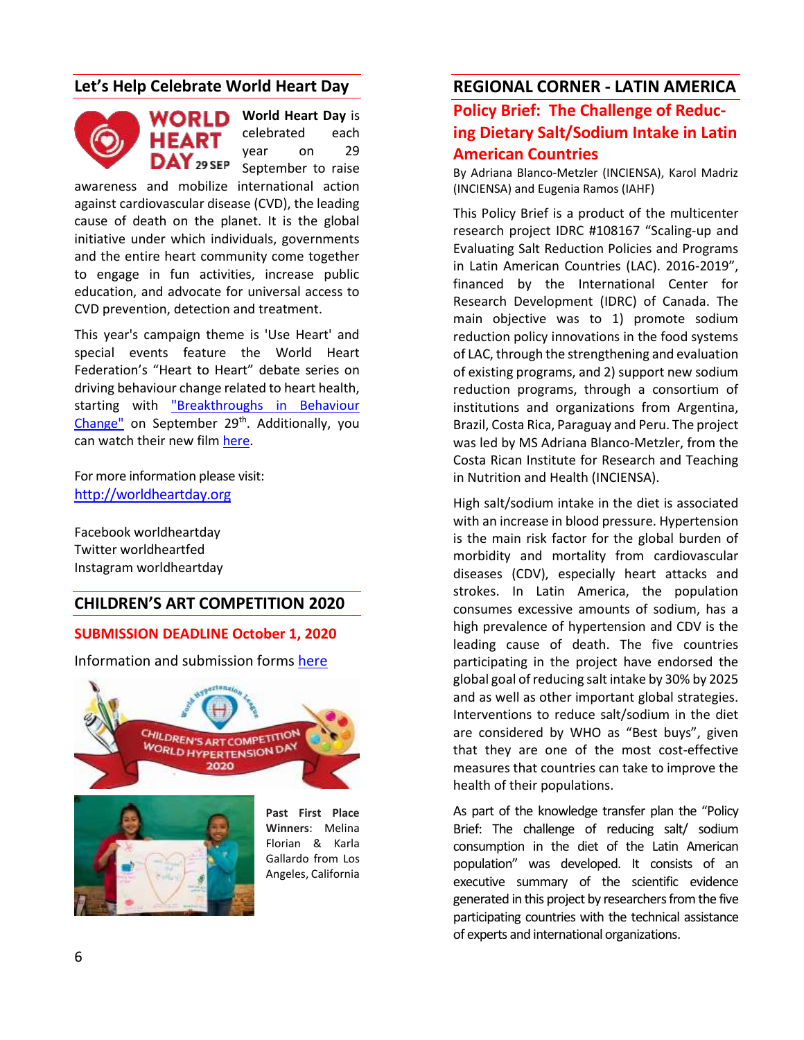## Let's Help Celebrate World Heart Day

**World Heart Day** is celebrated each year on 29 September to raise awareness and mobilize international action against cardiovascular disease (CVD), the leading cause of death on the planet. It is the global initiative under which individuals, governments and the entire heart community come together to engage in fun activities, increase public education, and advocate for universal access to CVD prevention, detection and treatment.

This year's campaign theme is 'Use Heart' and special events feature the World Heart Federation's "Heart to Heart" debate series on driving behaviour change related to heart health, starting with "Breakthroughs in Behaviour Change" on September 29th. Additionally, you can watch their new film here.

For more information please visit:
http://worldheartday.org

Facebook worldheartday
Twitter worldheartfed
Instagram worldheartday

## CHILDREN'S ART COMPETITION 2020

**SUBMISSION DEADLINE October 1, 2020**

Information and submission forms here

**Past First Place Winners**: Melina Florian & Karla Gallardo from Los Angeles, California

## REGIONAL CORNER - LATIN AMERICA

### Policy Brief: The Challenge of Reducing Dietary Salt/Sodium Intake in Latin American Countries

By Adriana Blanco-Metzler (INCIENSA), Karol Madriz (INCIENSA) and Eugenia Ramos (IAHF)

This Policy Brief is a product of the multicenter research project IDRC #108167 "Scaling-up and Evaluating Salt Reduction Policies and Programs in Latin American Countries (LAC). 2016-2019", financed by the International Center for Research Development (IDRC) of Canada. The main objective was to 1) promote sodium reduction policy innovations in the food systems of LAC, through the strengthening and evaluation of existing programs, and 2) support new sodium reduction programs, through a consortium of institutions and organizations from Argentina, Brazil, Costa Rica, Paraguay and Peru. The project was led by MS Adriana Blanco-Metzler, from the Costa Rican Institute for Research and Teaching in Nutrition and Health (INCIENSA).

High salt/sodium intake in the diet is associated with an increase in blood pressure. Hypertension is the main risk factor for the global burden of morbidity and mortality from cardiovascular diseases (CDV), especially heart attacks and strokes. In Latin America, the population consumes excessive amounts of sodium, has a high prevalence of hypertension and CDV is the leading cause of death. The five countries participating in the project have endorsed the global goal of reducing salt intake by 30% by 2025 and as well as other important global strategies. Interventions to reduce salt/sodium in the diet are considered by WHO as "Best buys", given that they are one of the most cost-effective measures that countries can take to improve the health of their populations.

As part of the knowledge transfer plan the "Policy Brief: The challenge of reducing salt/ sodium consumption in the diet of the Latin American population" was developed. It consists of an executive summary of the scientific evidence generated in this project by researchers from the five participating countries with the technical assistance of experts and international organizations.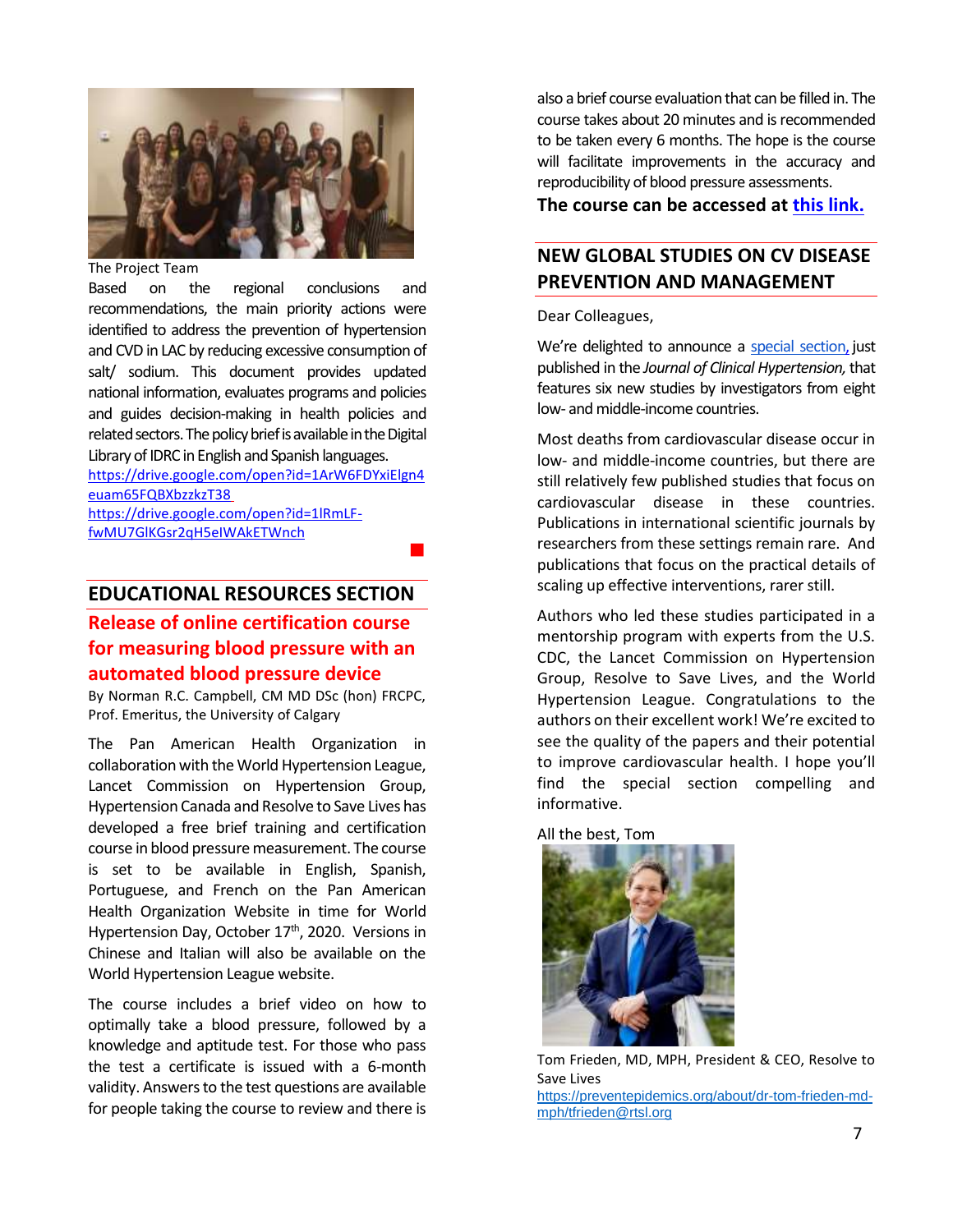The Project Team

Based on the regional conclusions and recommendations, the main priority actions were identified to address the prevention of hypertension and CVD in LAC by reducing excessive consumption of salt/ sodium. This document provides updated national information, evaluates programs and policies and guides decision-making in health policies and related sectors. The policy brief is available in the Digital Library of IDRC in English and Spanish languages.

https://drive.google.com/open?id=1ArW6FDYxiElgn4euam65FQBXbzzkzT38

https://drive.google.com/open?id=1lRmLF-fwMU7GlKGsr2qH5eIWAkETWnch

## EDUCATIONAL RESOURCES SECTION

### Release of online certification course for measuring blood pressure with an automated blood pressure device

By Norman R.C. Campbell, CM MD DSc (hon) FRCPC, Prof. Emeritus, the University of Calgary

The Pan American Health Organization in collaboration with the World Hypertension League, Lancet Commission on Hypertension Group, Hypertension Canada and Resolve to Save Lives has developed a free brief training and certification course in blood pressure measurement. The course is set to be available in English, Spanish, Portuguese, and French on the Pan American Health Organization Website in time for World Hypertension Day, October 17th, 2020. Versions in Chinese and Italian will also be available on the World Hypertension League website.

The course includes a brief video on how to optimally take a blood pressure, followed by a knowledge and aptitude test. For those who pass the test a certificate is issued with a 6-month validity. Answers to the test questions are available for people taking the course to review and there is also a brief course evaluation that can be filled in. The course takes about 20 minutes and is recommended to be taken every 6 months. The hope is the course will facilitate improvements in the accuracy and reproducibility of blood pressure assessments.

**The course can be accessed at this link.**

## NEW GLOBAL STUDIES ON CV DISEASE PREVENTION AND MANAGEMENT

Dear Colleagues,

We're delighted to announce a special section, just published in the *Journal of Clinical Hypertension,* that features six new studies by investigators from eight low- and middle-income countries.

Most deaths from cardiovascular disease occur in low- and middle-income countries, but there are still relatively few published studies that focus on cardiovascular disease in these countries. Publications in international scientific journals by researchers from these settings remain rare. And publications that focus on the practical details of scaling up effective interventions, rarer still.

Authors who led these studies participated in a mentorship program with experts from the U.S. CDC, the Lancet Commission on Hypertension Group, Resolve to Save Lives, and the World Hypertension League. Congratulations to the authors on their excellent work! We're excited to see the quality of the papers and their potential to improve cardiovascular health. I hope you'll find the special section compelling and informative.

All the best, Tom

Tom Frieden, MD, MPH, President & CEO, Resolve to Save Lives

https://preventepidemics.org/about/dr-tom-frieden-md-mph/tfrieden@rtsl.org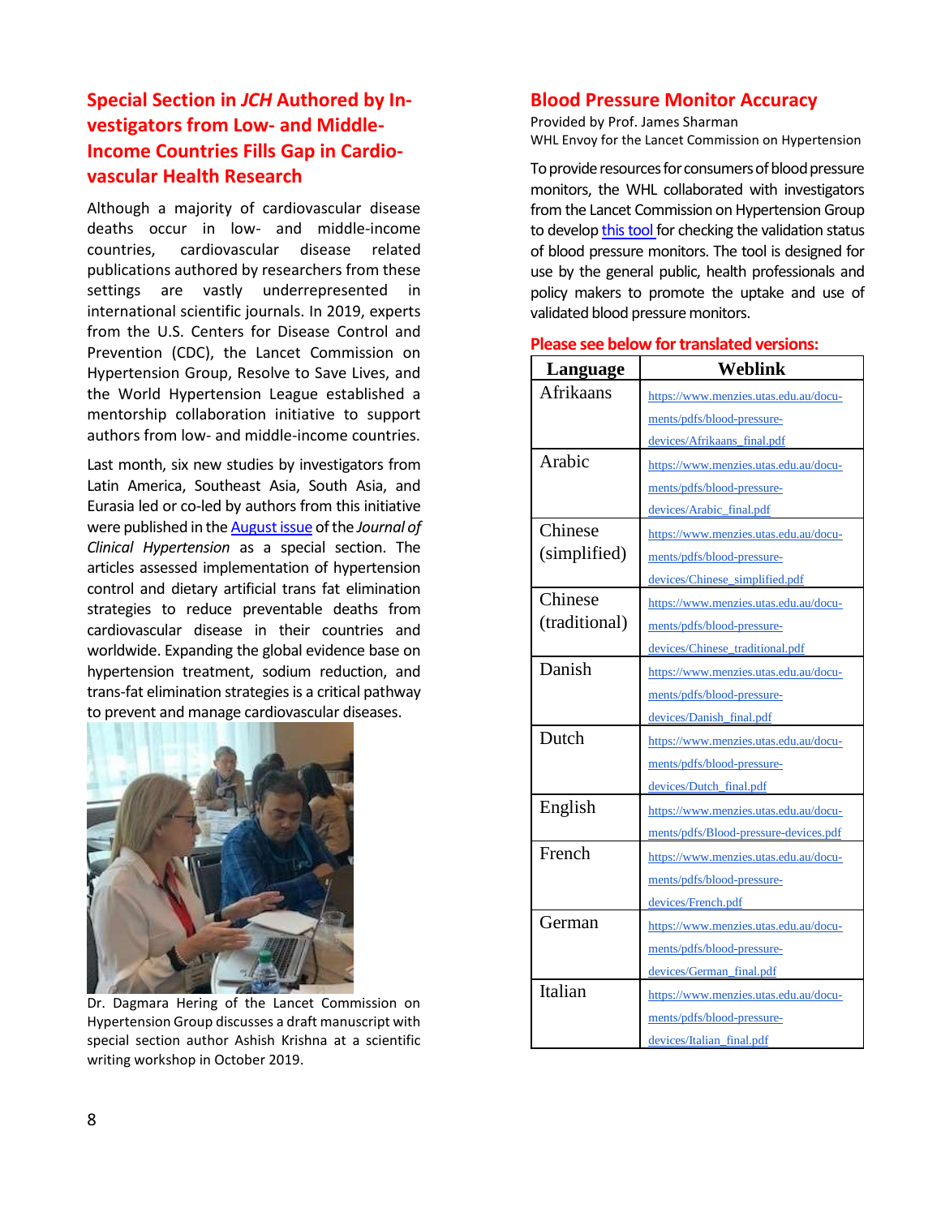## Special Section in *JCH* Authored by Investigators from Low- and Middle-Income Countries Fills Gap in Cardiovascular Health Research

Although a majority of cardiovascular disease deaths occur in low- and middle-income countries, cardiovascular disease related publications authored by researchers from these settings are vastly underrepresented in international scientific journals. In 2019, experts from the U.S. Centers for Disease Control and Prevention (CDC), the Lancet Commission on Hypertension Group, Resolve to Save Lives, and the World Hypertension League established a mentorship collaboration initiative to support authors from low- and middle-income countries.

Last month, six new studies by investigators from Latin America, Southeast Asia, South Asia, and Eurasia led or co-led by authors from this initiative were published in the August issue of the *Journal of Clinical Hypertension* as a special section. The articles assessed implementation of hypertension control and dietary artificial trans fat elimination strategies to reduce preventable deaths from cardiovascular disease in their countries and worldwide. Expanding the global evidence base on hypertension treatment, sodium reduction, and trans-fat elimination strategies is a critical pathway to prevent and manage cardiovascular diseases.

Dr. Dagmara Hering of the Lancet Commission on Hypertension Group discusses a draft manuscript with special section author Ashish Krishna at a scientific writing workshop in October 2019.

## Blood Pressure Monitor Accuracy

Provided by Prof. James Sharman
WHL Envoy for the Lancet Commission on Hypertension

To provide resources for consumers of blood pressure monitors, the WHL collaborated with investigators from the Lancet Commission on Hypertension Group to develop this tool for checking the validation status of blood pressure monitors. The tool is designed for use by the general public, health professionals and policy makers to promote the uptake and use of validated blood pressure monitors.

**Please see below for translated versions:**

| Language | Weblink |
| --- | --- |
| Afrikaans | https://www.menzies.utas.edu.au/documents/pdfs/blood-pressure-devices/Afrikaans_final.pdf |
| Arabic | https://www.menzies.utas.edu.au/documents/pdfs/blood-pressure-devices/Arabic_final.pdf |
| Chinese (simplified) | https://www.menzies.utas.edu.au/documents/pdfs/blood-pressure-devices/Chinese_simplified.pdf |
| Chinese (traditional) | https://www.menzies.utas.edu.au/documents/pdfs/blood-pressure-devices/Chinese_traditional.pdf |
| Danish | https://www.menzies.utas.edu.au/documents/pdfs/blood-pressure-devices/Danish_final.pdf |
| Dutch | https://www.menzies.utas.edu.au/documents/pdfs/blood-pressure-devices/Dutch_final.pdf |
| English | https://www.menzies.utas.edu.au/documents/pdfs/Blood-pressure-devices.pdf |
| French | https://www.menzies.utas.edu.au/documents/pdfs/blood-pressure-devices/French.pdf |
| German | https://www.menzies.utas.edu.au/documents/pdfs/blood-pressure-devices/German_final.pdf |
| Italian | https://www.menzies.utas.edu.au/documents/pdfs/blood-pressure-devices/Italian_final.pdf |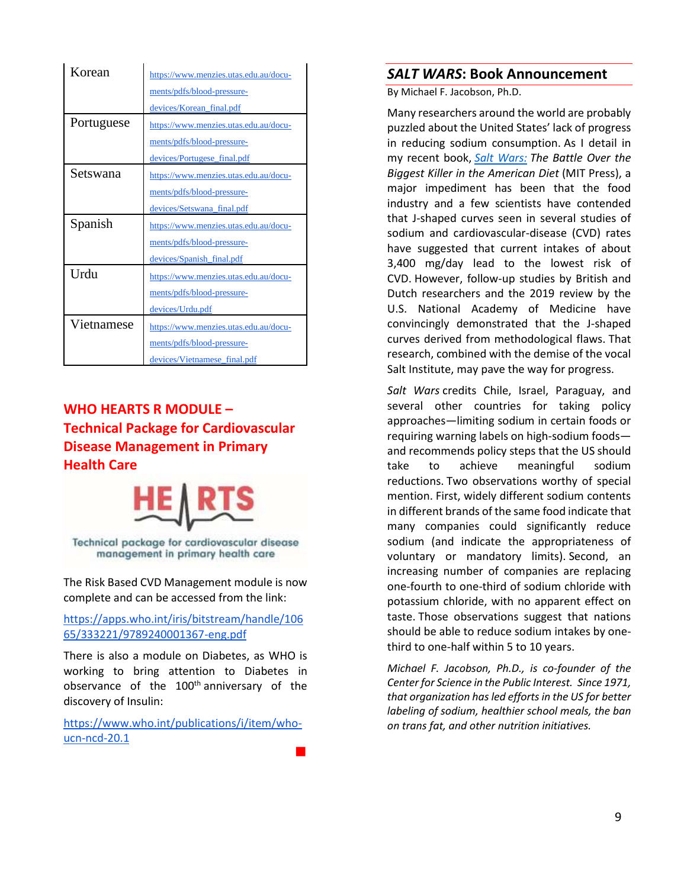| Korean | https://www.menzies.utas.edu.au/documents/pdfs/blood-pressure-devices/Korean_final.pdf |
|---|---|
| Portuguese | https://www.menzies.utas.edu.au/documents/pdfs/blood-pressure-devices/Portugese_final.pdf |
| Setswana | https://www.menzies.utas.edu.au/documents/pdfs/blood-pressure-devices/Setswana_final.pdf |
| Spanish | https://www.menzies.utas.edu.au/documents/pdfs/blood-pressure-devices/Spanish_final.pdf |
| Urdu | https://www.menzies.utas.edu.au/documents/pdfs/blood-pressure-devices/Urdu.pdf |
| Vietnamese | https://www.menzies.utas.edu.au/documents/pdfs/blood-pressure-devices/Vietnamese_final.pdf |

## WHO HEARTS R MODULE – Technical Package for Cardiovascular Disease Management in Primary Health Care

HEARTS

Technical package for cardiovascular disease management in primary health care

The Risk Based CVD Management module is now complete and can be accessed from the link:

https://apps.who.int/iris/bitstream/handle/10665/333221/9789240001367-eng.pdf

There is also a module on Diabetes, as WHO is working to bring attention to Diabetes in observance of the 100th anniversary of the discovery of Insulin:

https://www.who.int/publications/i/item/who-ucn-ncd-20.1

## *SALT WARS*: Book Announcement

By Michael F. Jacobson, Ph.D.

Many researchers around the world are probably puzzled about the United States' lack of progress in reducing sodium consumption. As I detail in my recent book, *Salt Wars: The Battle Over the Biggest Killer in the American Diet* (MIT Press), a major impediment has been that the food industry and a few scientists have contended that J-shaped curves seen in several studies of sodium and cardiovascular-disease (CVD) rates have suggested that current intakes of about 3,400 mg/day lead to the lowest risk of CVD. However, follow-up studies by British and Dutch researchers and the 2019 review by the U.S. National Academy of Medicine have convincingly demonstrated that the J-shaped curves derived from methodological flaws. That research, combined with the demise of the vocal Salt Institute, may pave the way for progress.

*Salt Wars* credits Chile, Israel, Paraguay, and several other countries for taking policy approaches—limiting sodium in certain foods or requiring warning labels on high-sodium foods—and recommends policy steps that the US should take to achieve meaningful sodium reductions. Two observations worthy of special mention. First, widely different sodium contents in different brands of the same food indicate that many companies could significantly reduce sodium (and indicate the appropriateness of voluntary or mandatory limits). Second, an increasing number of companies are replacing one-fourth to one-third of sodium chloride with potassium chloride, with no apparent effect on taste. Those observations suggest that nations should be able to reduce sodium intakes by one-third to one-half within 5 to 10 years.

*Michael F. Jacobson, Ph.D., is co-founder of the Center for Science in the Public Interest. Since 1971, that organization has led efforts in the US for better labeling of sodium, healthier school meals, the ban on trans fat, and other nutrition initiatives.*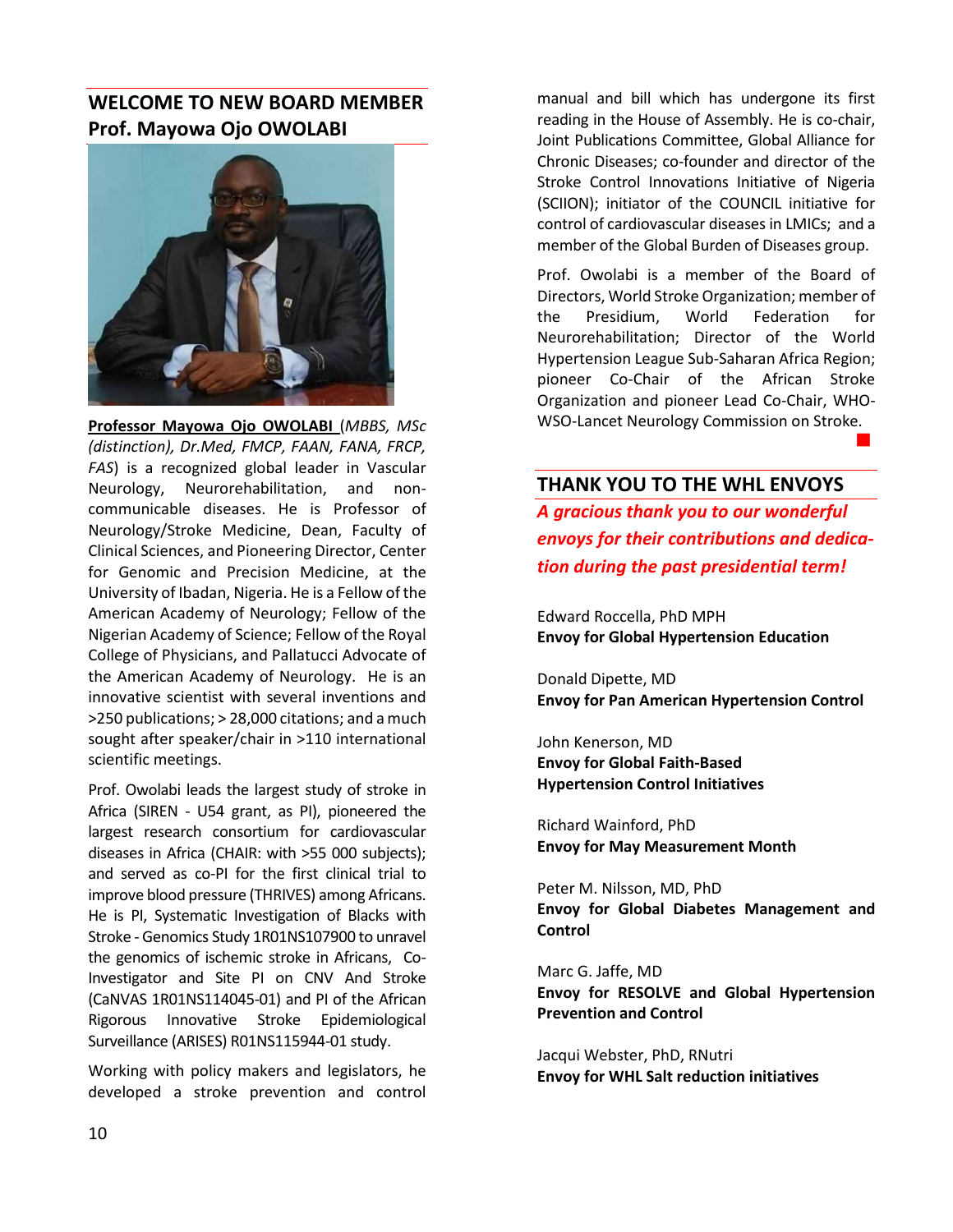## WELCOME TO NEW BOARD MEMBER Prof. Mayowa Ojo OWOLABI

**Professor Mayowa Ojo OWOLABI** (*MBBS, MSc (distinction), Dr.Med, FMCP, FAAN, FANA, FRCP, FAS*) is a recognized global leader in Vascular Neurology, Neurorehabilitation, and non-communicable diseases. He is Professor of Neurology/Stroke Medicine, Dean, Faculty of Clinical Sciences, and Pioneering Director, Center for Genomic and Precision Medicine, at the University of Ibadan, Nigeria. He is a Fellow of the American Academy of Neurology; Fellow of the Nigerian Academy of Science; Fellow of the Royal College of Physicians, and Pallatucci Advocate of the American Academy of Neurology. He is an innovative scientist with several inventions and >250 publications; > 28,000 citations; and a much sought after speaker/chair in >110 international scientific meetings.

Prof. Owolabi leads the largest study of stroke in Africa (SIREN - U54 grant, as PI), pioneered the largest research consortium for cardiovascular diseases in Africa (CHAIR: with >55 000 subjects); and served as co-PI for the first clinical trial to improve blood pressure (THRIVES) among Africans. He is PI, Systematic Investigation of Blacks with Stroke - Genomics Study 1R01NS107900 to unravel the genomics of ischemic stroke in Africans, Co-Investigator and Site PI on CNV And Stroke (CaNVAS 1R01NS114045-01) and PI of the African Rigorous Innovative Stroke Epidemiological Surveillance (ARISES) R01NS115944-01 study.

Working with policy makers and legislators, he developed a stroke prevention and control manual and bill which has undergone its first reading in the House of Assembly. He is co-chair, Joint Publications Committee, Global Alliance for Chronic Diseases; co-founder and director of the Stroke Control Innovations Initiative of Nigeria (SCIION); initiator of the COUNCIL initiative for control of cardiovascular diseases in LMICs; and a member of the Global Burden of Diseases group.

Prof. Owolabi is a member of the Board of Directors, World Stroke Organization; member of the Presidium, World Federation for Neurorehabilitation; Director of the World Hypertension League Sub-Saharan Africa Region; pioneer Co-Chair of the African Stroke Organization and pioneer Lead Co-Chair, WHO-WSO-Lancet Neurology Commission on Stroke.

## THANK YOU TO THE WHL ENVOYS

***A gracious thank you to our wonderful envoys for their contributions and dedication during the past presidential term!***

Edward Roccella, PhD MPH
**Envoy for Global Hypertension Education**

Donald Dipette, MD
**Envoy for Pan American Hypertension Control**

John Kenerson, MD
**Envoy for Global Faith-Based Hypertension Control Initiatives**

Richard Wainford, PhD
**Envoy for May Measurement Month**

Peter M. Nilsson, MD, PhD
**Envoy for Global Diabetes Management and Control**

Marc G. Jaffe, MD
**Envoy for RESOLVE and Global Hypertension Prevention and Control**

Jacqui Webster, PhD, RNutri
**Envoy for WHL Salt reduction initiatives**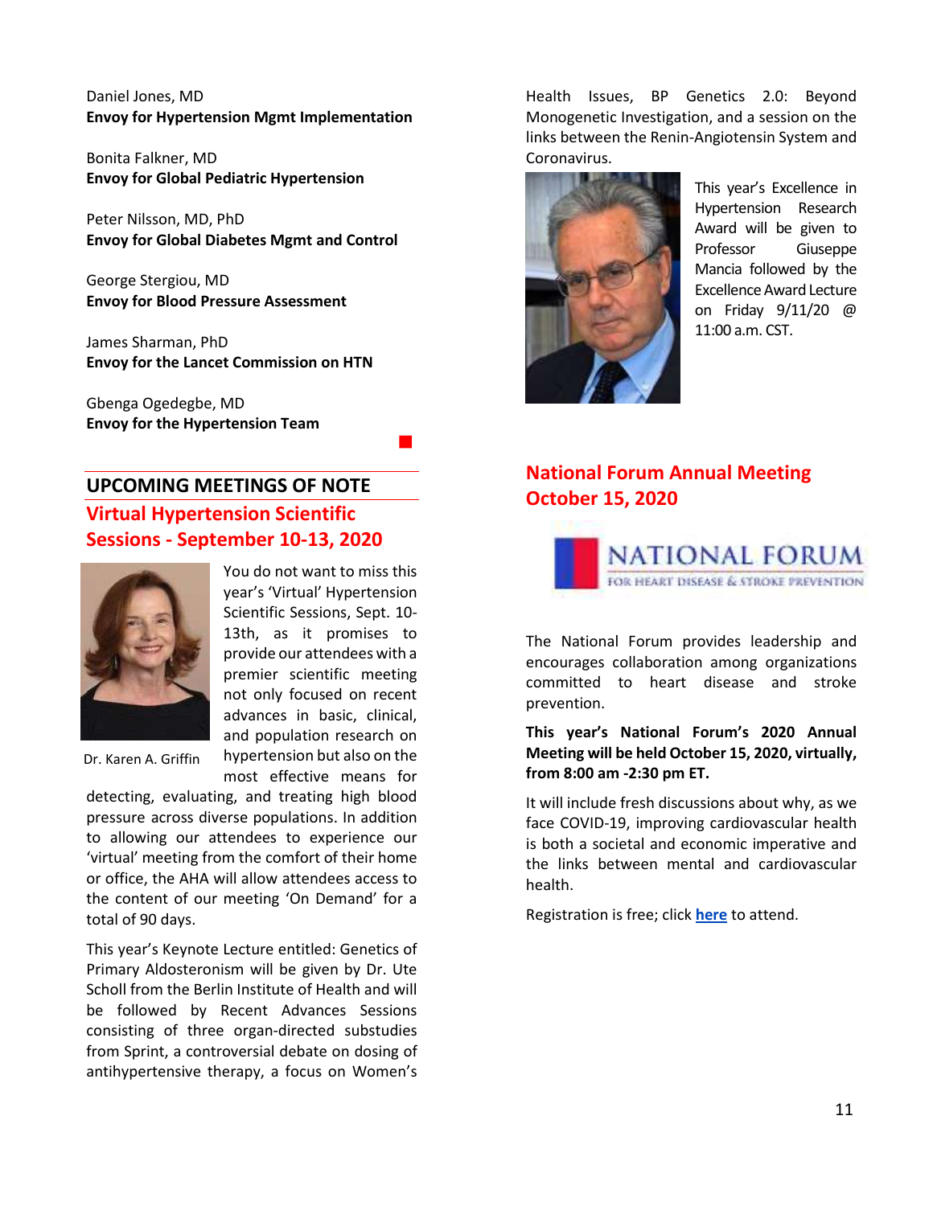Daniel Jones, MD
**Envoy for Hypertension Mgmt Implementation**

Bonita Falkner, MD
**Envoy for Global Pediatric Hypertension**

Peter Nilsson, MD, PhD
**Envoy for Global Diabetes Mgmt and Control**

George Stergiou, MD
**Envoy for Blood Pressure Assessment**

James Sharman, PhD
**Envoy for the Lancet Commission on HTN**

Gbenga Ogedegbe, MD
**Envoy for the Hypertension Team**

## UPCOMING MEETINGS OF NOTE

### Virtual Hypertension Scientific Sessions - September 10-13, 2020

Dr. Karen A. Griffin

You do not want to miss this year's 'Virtual' Hypertension Scientific Sessions, Sept. 10-13th, as it promises to provide our attendees with a premier scientific meeting not only focused on recent advances in basic, clinical, and population research on hypertension but also on the most effective means for detecting, evaluating, and treating high blood pressure across diverse populations. In addition to allowing our attendees to experience our 'virtual' meeting from the comfort of their home or office, the AHA will allow attendees access to the content of our meeting 'On Demand' for a total of 90 days.

This year's Keynote Lecture entitled: Genetics of Primary Aldosteronism will be given by Dr. Ute Scholl from the Berlin Institute of Health and will be followed by Recent Advances Sessions consisting of three organ-directed substudies from Sprint, a controversial debate on dosing of antihypertensive therapy, a focus on Women's Health Issues, BP Genetics 2.0: Beyond Monogenetic Investigation, and a session on the links between the Renin-Angiotensin System and Coronavirus.

This year's Excellence in Hypertension Research Award will be given to Professor Giuseppe Mancia followed by the Excellence Award Lecture on Friday 9/11/20 @ 11:00 a.m. CST.

### National Forum Annual Meeting October 15, 2020

NATIONAL FORUM
FOR HEART DISEASE & STROKE PREVENTION

The National Forum provides leadership and encourages collaboration among organizations committed to heart disease and stroke prevention.

**This year's National Forum's 2020 Annual Meeting will be held October 15, 2020, virtually, from 8:00 am -2:30 pm ET.**

It will include fresh discussions about why, as we face COVID-19, improving cardiovascular health is both a societal and economic imperative and the links between mental and cardiovascular health.

Registration is free; click **here** to attend.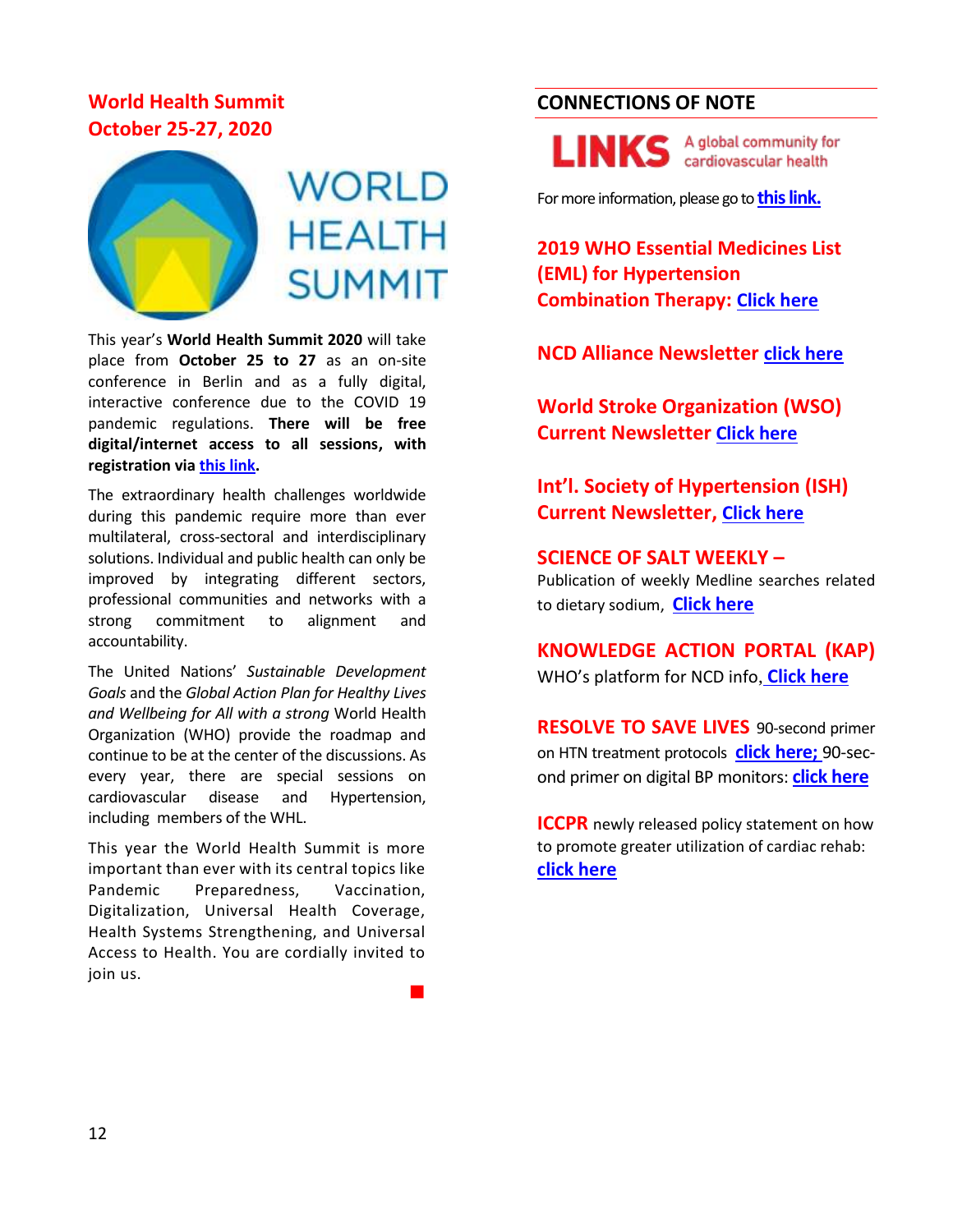## World Health Summit
## October 25-27, 2020

This year's **World Health Summit 2020** will take place from **October 25 to 27** as an on-site conference in Berlin and as a fully digital, interactive conference due to the COVID 19 pandemic regulations. **There will be free digital/internet access to all sessions, with registration via this link.**

The extraordinary health challenges worldwide during this pandemic require more than ever multilateral, cross-sectoral and interdisciplinary solutions. Individual and public health can only be improved by integrating different sectors, professional communities and networks with a strong commitment to alignment and accountability.

The United Nations' *Sustainable Development Goals* and the *Global Action Plan for Healthy Lives and Wellbeing for All with a strong* World Health Organization (WHO) provide the roadmap and continue to be at the center of the discussions. As every year, there are special sessions on cardiovascular disease and Hypertension, including members of the WHL.

This year the World Health Summit is more important than ever with its central topics like Pandemic Preparedness, Vaccination, Digitalization, Universal Health Coverage, Health Systems Strengthening, and Universal Access to Health. You are cordially invited to join us.

## CONNECTIONS OF NOTE

**LINKS** A global community for cardiovascular health

For more information, please go to **this link.**

**2019 WHO Essential Medicines List (EML) for Hypertension Combination Therapy: Click here**

**NCD Alliance Newsletter click here**

**World Stroke Organization (WSO) Current Newsletter Click here**

**Int'l. Society of Hypertension (ISH) Current Newsletter, Click here**

**SCIENCE OF SALT WEEKLY –** Publication of weekly Medline searches related to dietary sodium, **Click here**

**KNOWLEDGE ACTION PORTAL (KAP)** WHO's platform for NCD info, **Click here**

**RESOLVE TO SAVE LIVES** 90-second primer on HTN treatment protocols **click here;** 90-second primer on digital BP monitors: **click here**

**ICCPR** newly released policy statement on how to promote greater utilization of cardiac rehab: **click here**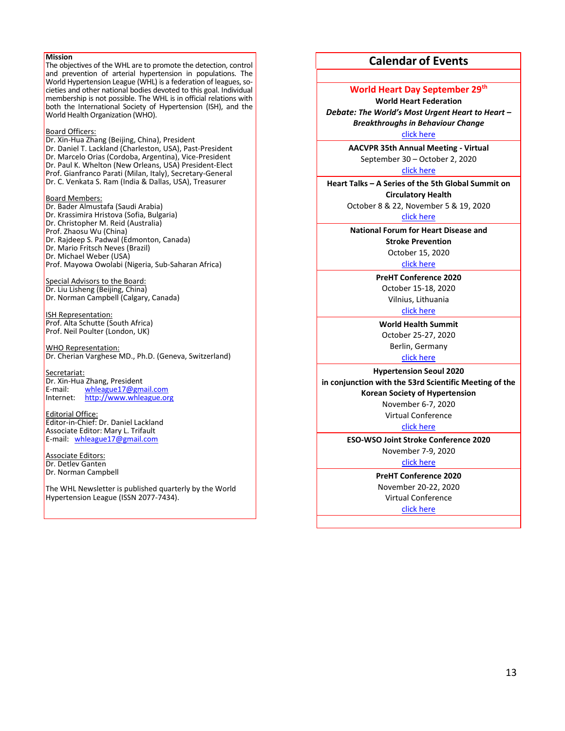**Mission**

The objectives of the WHL are to promote the detection, control and prevention of arterial hypertension in populations. The World Hypertension League (WHL) is a federation of leagues, societies and other national bodies devoted to this goal. Individual membership is not possible. The WHL is in official relations with both the International Society of Hypertension (ISH), and the World Health Organization (WHO).

Board Officers:

Dr. Xin-Hua Zhang (Beijing, China), President
Dr. Daniel T. Lackland (Charleston, USA), Past-President
Dr. Marcelo Orias (Cordoba, Argentina), Vice-President
Dr. Paul K. Whelton (New Orleans, USA) President-Elect
Prof. Gianfranco Parati (Milan, Italy), Secretary-General
Dr. C. Venkata S. Ram (India & Dallas, USA), Treasurer

Board Members:

Dr. Bader Almustafa (Saudi Arabia)
Dr. Krassimira Hristova (Sofia, Bulgaria)
Dr. Christopher M. Reid (Australia)
Prof. Zhaosu Wu (China)
Dr. Rajdeep S. Padwal (Edmonton, Canada)
Dr. Mario Fritsch Neves (Brazil)
Dr. Michael Weber (USA)
Prof. Mayowa Owolabi (Nigeria, Sub-Saharan Africa)

Special Advisors to the Board:

Dr. Liu Lisheng (Beijing, China)
Dr. Norman Campbell (Calgary, Canada)

ISH Representation:

Prof. Alta Schutte (South Africa)
Prof. Neil Poulter (London, UK)

WHO Representation:

Dr. Cherian Varghese MD., Ph.D. (Geneva, Switzerland)

Secretariat:

Dr. Xin-Hua Zhang, President
E-mail: whleague17@gmail.com
Internet: http://www.whleague.org

Editorial Office:

Editor-in-Chief: Dr. Daniel Lackland
Associate Editor: Mary L. Trifault
E-mail: whleague17@gmail.com

Associate Editors:

Dr. Detlev Ganten
Dr. Norman Campbell

The WHL Newsletter is published quarterly by the World Hypertension League (ISSN 2077-7434).

# Calendar of Events

**World Heart Day September 29th**
**World Heart Federation**
***Debate: The World's Most Urgent Heart to Heart – Breakthroughs in Behaviour Change***
click here

**AACVPR 35th Annual Meeting - Virtual**
September 30 – October 2, 2020
click here

**Heart Talks – A Series of the 5th Global Summit on Circulatory Health**
October 8 & 22, November 5 & 19, 2020
click here

**National Forum for Heart Disease and Stroke Prevention**
October 15, 2020
click here

**PreHT Conference 2020**
October 15-18, 2020
Vilnius, Lithuania
click here

**World Health Summit**
October 25-27, 2020
Berlin, Germany
click here

**Hypertension Seoul 2020**
**in conjunction with the 53rd Scientific Meeting of the Korean Society of Hypertension**
November 6-7, 2020
Virtual Conference
click here

**ESO-WSO Joint Stroke Conference 2020**
November 7-9, 2020
click here

**PreHT Conference 2020**
November 20-22, 2020
Virtual Conference
click here